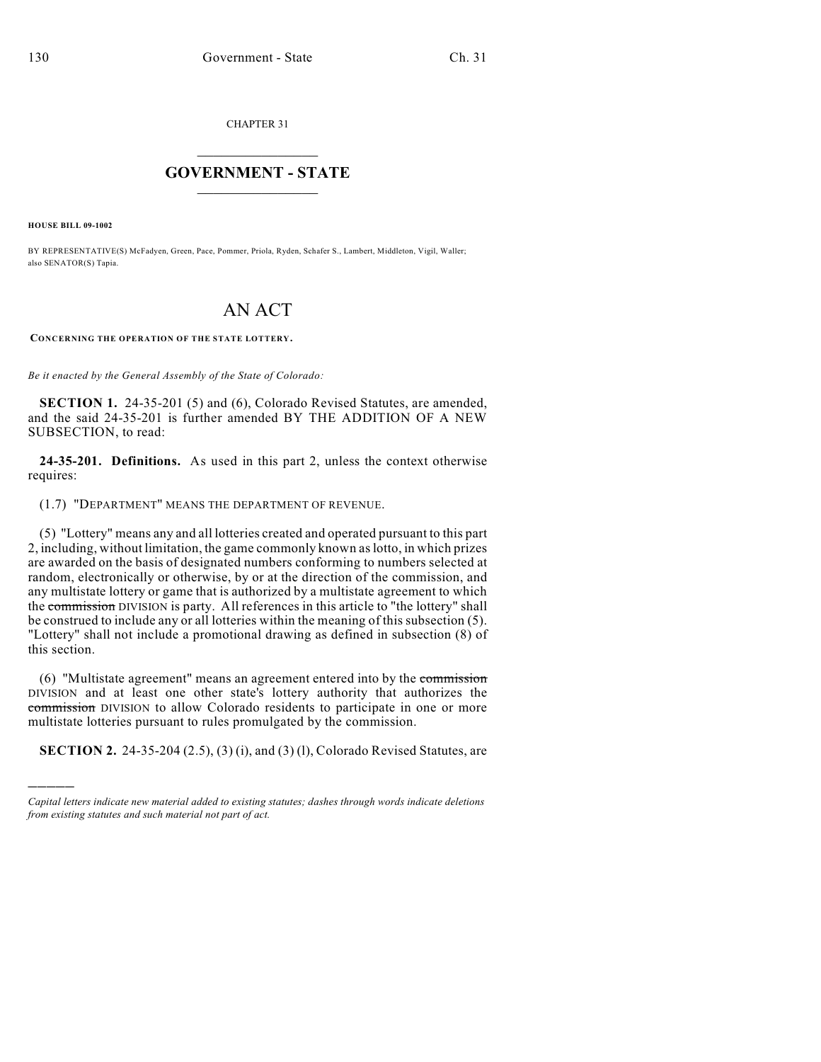CHAPTER 31

# GOVERNMENT - STATE

**HOUSE BILL 09-1002**

BY REPRESENTATIVE(S) McFadyen, Green, Pace, Pommer, Priola, Ryden, Schafer S., Lambert, Middleton, Vigil, Waller; also SENATOR(S) Tapia.

# AN ACT

**CONCERNING THE OPERATION OF THE STATE LOTTERY.**

*Be it enacted by the General Assembly of the State of Colorado:*

**SECTION 1.** 24-35-201 (5) and (6), Colorado Revised Statutes, are amended, and the said 24-35-201 is further amended BY THE ADDITION OF A NEW SUBSECTION, to read:

**24-35-201. Definitions.** As used in this part 2, unless the context otherwise requires:

(1.7) "DEPARTMENT" MEANS THE DEPARTMENT OF REVENUE.

(5) "Lottery" means any and all lotteries created and operated pursuant to this part 2, including, without limitation, the game commonly known as lotto, in which prizes are awarded on the basis of designated numbers conforming to numbers selected at random, electronically or otherwise, by or at the direction of the commission, and any multistate lottery or game that is authorized by a multistate agreement to which the ~~commission~~ DIVISION is party. All references in this article to "the lottery" shall be construed to include any or all lotteries within the meaning of this subsection (5). "Lottery" shall not include a promotional drawing as defined in subsection (8) of this section.

(6) "Multistate agreement" means an agreement entered into by the ~~commission~~ DIVISION and at least one other state's lottery authority that authorizes the ~~commission~~ DIVISION to allow Colorado residents to participate in one or more multistate lotteries pursuant to rules promulgated by the commission.

**SECTION 2.** 24-35-204 (2.5), (3) (i), and (3) (l), Colorado Revised Statutes, are

*Capital letters indicate new material added to existing statutes; dashes through words indicate deletions from existing statutes and such material not part of act.*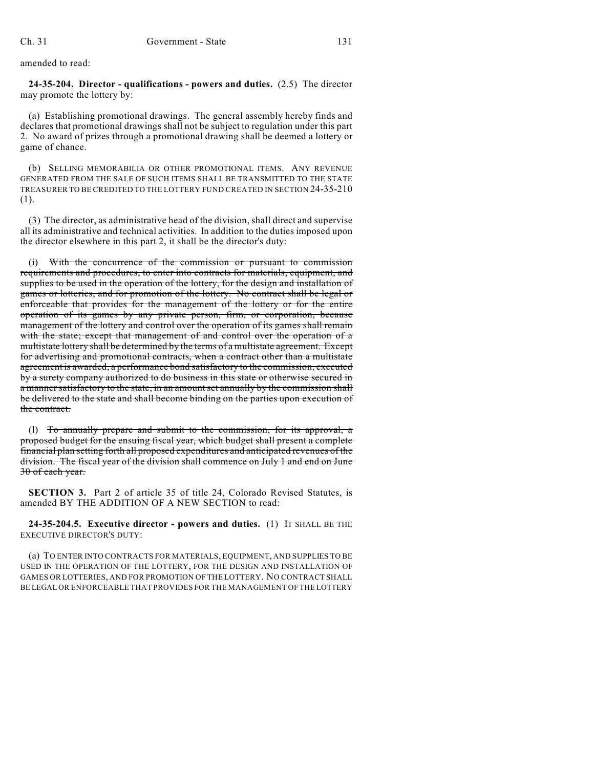amended to read:

**24-35-204. Director - qualifications - powers and duties.** (2.5) The director may promote the lottery by:

(a) Establishing promotional drawings. The general assembly hereby finds and declares that promotional drawings shall not be subject to regulation under this part 2. No award of prizes through a promotional drawing shall be deemed a lottery or game of chance.

(b) SELLING MEMORABILIA OR OTHER PROMOTIONAL ITEMS. ANY REVENUE GENERATED FROM THE SALE OF SUCH ITEMS SHALL BE TRANSMITTED TO THE STATE TREASURER TO BE CREDITED TO THE LOTTERY FUND CREATED IN SECTION 24-35-210 (1).

(3) The director, as administrative head of the division, shall direct and supervise all its administrative and technical activities. In addition to the duties imposed upon the director elsewhere in this part 2, it shall be the director's duty:

(i) ~~With the concurrence of the commission or pursuant to commission requirements and procedures, to enter into contracts for materials, equipment, and supplies to be used in the operation of the lottery, for the design and installation of games or lotteries, and for promotion of the lottery. No contract shall be legal or enforceable that provides for the management of the lottery or for the entire operation of its games by any private person, firm, or corporation, because management of the lottery and control over the operation of its games shall remain with the state; except that management of and control over the operation of a multistate lottery shall be determined by the terms of a multistate agreement. Except for advertising and promotional contracts, when a contract other than a multistate agreement is awarded, a performance bond satisfactory to the commission, executed by a surety company authorized to do business in this state or otherwise secured in a manner satisfactory to the state, in an amount set annually by the commission shall be delivered to the state and shall become binding on the parties upon execution of the contract.~~

(l) ~~To annually prepare and submit to the commission, for its approval, a proposed budget for the ensuing fiscal year, which budget shall present a complete financial plan setting forth all proposed expenditures and anticipated revenues of the division. The fiscal year of the division shall commence on July 1 and end on June 30 of each year.~~

**SECTION 3.** Part 2 of article 35 of title 24, Colorado Revised Statutes, is amended BY THE ADDITION OF A NEW SECTION to read:

**24-35-204.5. Executive director - powers and duties.** (1) IT SHALL BE THE EXECUTIVE DIRECTOR'S DUTY:

(a) TO ENTER INTO CONTRACTS FOR MATERIALS, EQUIPMENT, AND SUPPLIES TO BE USED IN THE OPERATION OF THE LOTTERY, FOR THE DESIGN AND INSTALLATION OF GAMES OR LOTTERIES, AND FOR PROMOTION OF THE LOTTERY. NO CONTRACT SHALL BE LEGAL OR ENFORCEABLE THAT PROVIDES FOR THE MANAGEMENT OF THE LOTTERY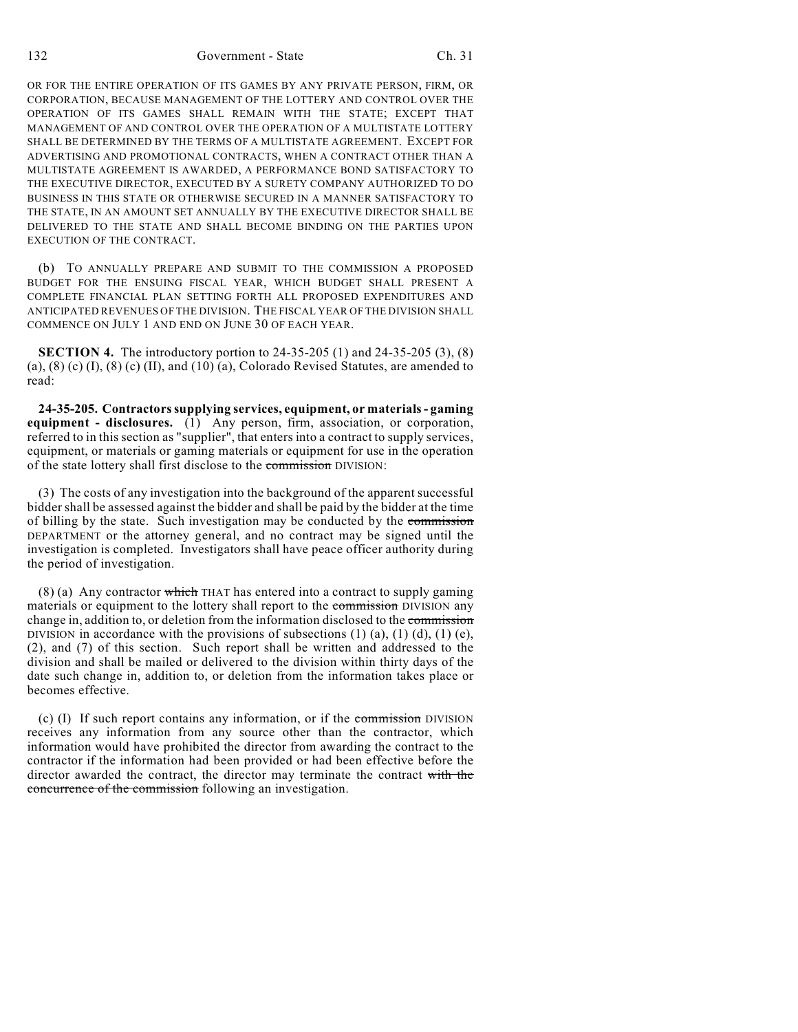OR FOR THE ENTIRE OPERATION OF ITS GAMES BY ANY PRIVATE PERSON, FIRM, OR CORPORATION, BECAUSE MANAGEMENT OF THE LOTTERY AND CONTROL OVER THE OPERATION OF ITS GAMES SHALL REMAIN WITH THE STATE; EXCEPT THAT MANAGEMENT OF AND CONTROL OVER THE OPERATION OF A MULTISTATE LOTTERY SHALL BE DETERMINED BY THE TERMS OF A MULTISTATE AGREEMENT. EXCEPT FOR ADVERTISING AND PROMOTIONAL CONTRACTS, WHEN A CONTRACT OTHER THAN A MULTISTATE AGREEMENT IS AWARDED, A PERFORMANCE BOND SATISFACTORY TO THE EXECUTIVE DIRECTOR, EXECUTED BY A SURETY COMPANY AUTHORIZED TO DO BUSINESS IN THIS STATE OR OTHERWISE SECURED IN A MANNER SATISFACTORY TO THE STATE, IN AN AMOUNT SET ANNUALLY BY THE EXECUTIVE DIRECTOR SHALL BE DELIVERED TO THE STATE AND SHALL BECOME BINDING ON THE PARTIES UPON EXECUTION OF THE CONTRACT.

(b) TO ANNUALLY PREPARE AND SUBMIT TO THE COMMISSION A PROPOSED BUDGET FOR THE ENSUING FISCAL YEAR, WHICH BUDGET SHALL PRESENT A COMPLETE FINANCIAL PLAN SETTING FORTH ALL PROPOSED EXPENDITURES AND ANTICIPATED REVENUES OF THE DIVISION. THE FISCAL YEAR OF THE DIVISION SHALL COMMENCE ON JULY 1 AND END ON JUNE 30 OF EACH YEAR.

**SECTION 4.** The introductory portion to 24-35-205 (1) and 24-35-205 (3), (8) (a), (8) (c) (I), (8) (c) (II), and (10) (a), Colorado Revised Statutes, are amended to read:

**24-35-205. Contractors supplying services, equipment, or materials - gaming equipment - disclosures.** (1) Any person, firm, association, or corporation, referred to in this section as "supplier", that enters into a contract to supply services, equipment, or materials or gaming materials or equipment for use in the operation of the state lottery shall first disclose to the ~~commission~~ DIVISION:

(3) The costs of any investigation into the background of the apparent successful bidder shall be assessed against the bidder and shall be paid by the bidder at the time of billing by the state. Such investigation may be conducted by the ~~commission~~ DEPARTMENT or the attorney general, and no contract may be signed until the investigation is completed. Investigators shall have peace officer authority during the period of investigation.

(8) (a) Any contractor ~~which~~ THAT has entered into a contract to supply gaming materials or equipment to the lottery shall report to the ~~commission~~ DIVISION any change in, addition to, or deletion from the information disclosed to the ~~commission~~ DIVISION in accordance with the provisions of subsections (1) (a), (1) (d), (1) (e), (2), and (7) of this section. Such report shall be written and addressed to the division and shall be mailed or delivered to the division within thirty days of the date such change in, addition to, or deletion from the information takes place or becomes effective.

(c) (I) If such report contains any information, or if the ~~commission~~ DIVISION receives any information from any source other than the contractor, which information would have prohibited the director from awarding the contract to the contractor if the information had been provided or had been effective before the director awarded the contract, the director may terminate the contract ~~with the concurrence of the commission~~ following an investigation.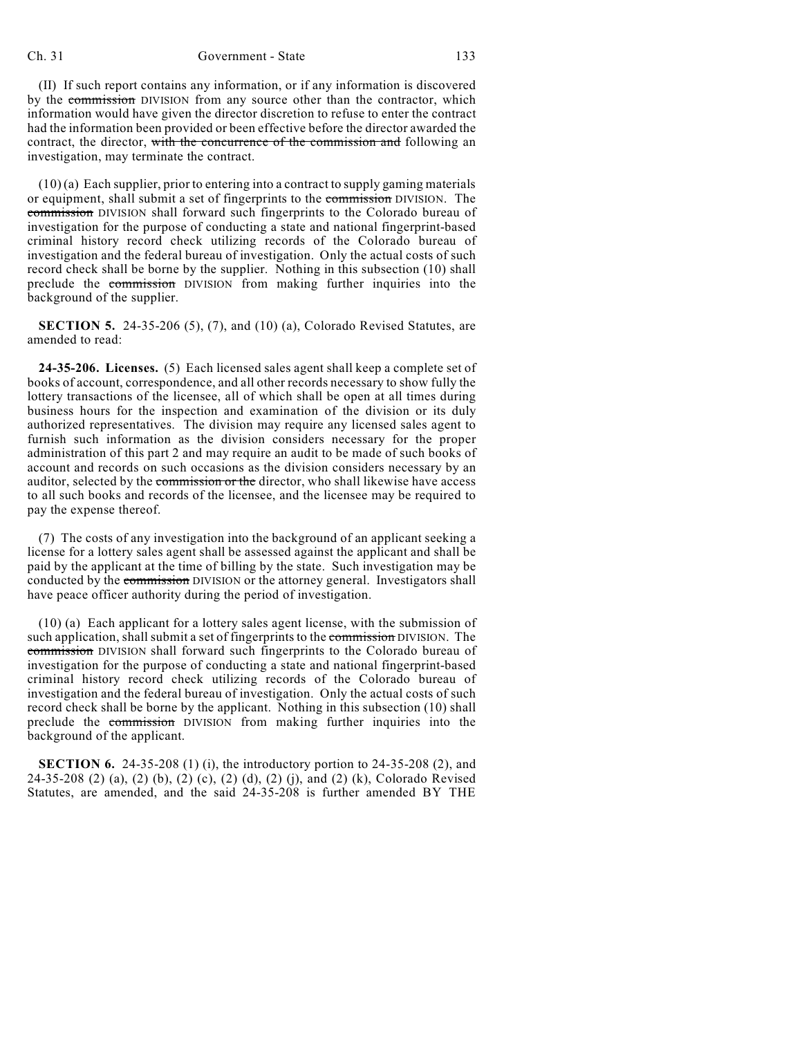(II) If such report contains any information, or if any information is discovered by the ~~commission~~ DIVISION from any source other than the contractor, which information would have given the director discretion to refuse to enter the contract had the information been provided or been effective before the director awarded the contract, the director, ~~with the concurrence of the commission and~~ following an investigation, may terminate the contract.

(10) (a) Each supplier, prior to entering into a contract to supply gaming materials or equipment, shall submit a set of fingerprints to the ~~commission~~ DIVISION. The ~~commission~~ DIVISION shall forward such fingerprints to the Colorado bureau of investigation for the purpose of conducting a state and national fingerprint-based criminal history record check utilizing records of the Colorado bureau of investigation and the federal bureau of investigation. Only the actual costs of such record check shall be borne by the supplier. Nothing in this subsection (10) shall preclude the ~~commission~~ DIVISION from making further inquiries into the background of the supplier.

**SECTION 5.** 24-35-206 (5), (7), and (10) (a), Colorado Revised Statutes, are amended to read:

**24-35-206. Licenses.** (5) Each licensed sales agent shall keep a complete set of books of account, correspondence, and all other records necessary to show fully the lottery transactions of the licensee, all of which shall be open at all times during business hours for the inspection and examination of the division or its duly authorized representatives. The division may require any licensed sales agent to furnish such information as the division considers necessary for the proper administration of this part 2 and may require an audit to be made of such books of account and records on such occasions as the division considers necessary by an auditor, selected by the ~~commission or the~~ director, who shall likewise have access to all such books and records of the licensee, and the licensee may be required to pay the expense thereof.

(7) The costs of any investigation into the background of an applicant seeking a license for a lottery sales agent shall be assessed against the applicant and shall be paid by the applicant at the time of billing by the state. Such investigation may be conducted by the ~~commission~~ DIVISION or the attorney general. Investigators shall have peace officer authority during the period of investigation.

(10) (a) Each applicant for a lottery sales agent license, with the submission of such application, shall submit a set of fingerprints to the ~~commission~~ DIVISION. The ~~commission~~ DIVISION shall forward such fingerprints to the Colorado bureau of investigation for the purpose of conducting a state and national fingerprint-based criminal history record check utilizing records of the Colorado bureau of investigation and the federal bureau of investigation. Only the actual costs of such record check shall be borne by the applicant. Nothing in this subsection (10) shall preclude the ~~commission~~ DIVISION from making further inquiries into the background of the applicant.

**SECTION 6.** 24-35-208 (1) (i), the introductory portion to 24-35-208 (2), and 24-35-208 (2) (a), (2) (b), (2) (c), (2) (d), (2) (j), and (2) (k), Colorado Revised Statutes, are amended, and the said 24-35-208 is further amended BY THE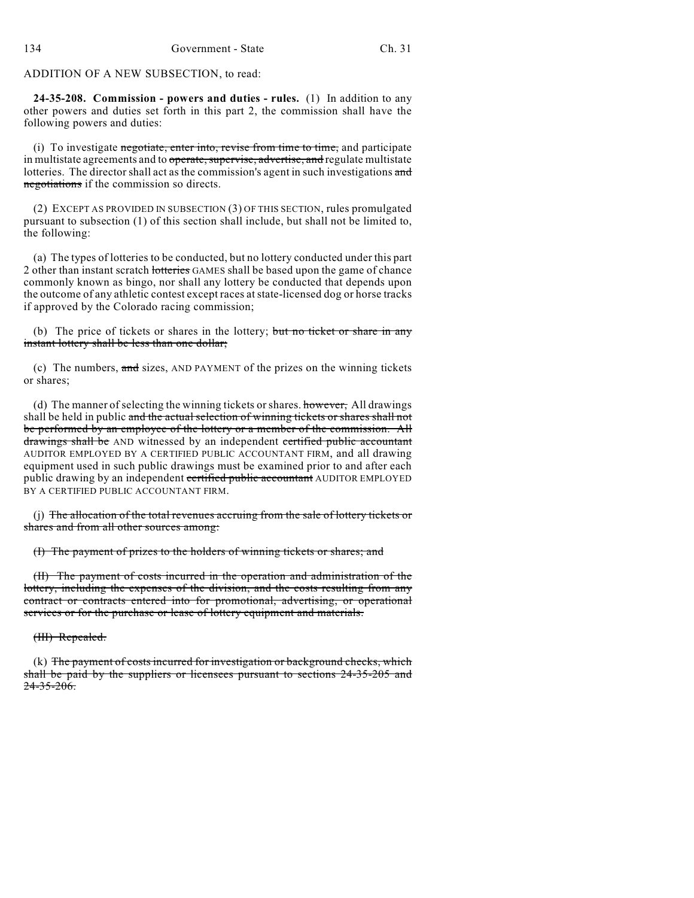ADDITION OF A NEW SUBSECTION, to read:

**24-35-208. Commission - powers and duties - rules.** (1) In addition to any other powers and duties set forth in this part 2, the commission shall have the following powers and duties:

(i) To investigate ~~negotiate, enter into, revise from time to time,~~ and participate in multistate agreements and to ~~operate, supervise, advertise, and~~ regulate multistate lotteries. The director shall act as the commission's agent in such investigations ~~and negotiations~~ if the commission so directs.

(2) EXCEPT AS PROVIDED IN SUBSECTION (3) OF THIS SECTION, rules promulgated pursuant to subsection (1) of this section shall include, but shall not be limited to, the following:

(a) The types of lotteries to be conducted, but no lottery conducted under this part 2 other than instant scratch ~~lotteries~~ GAMES shall be based upon the game of chance commonly known as bingo, nor shall any lottery be conducted that depends upon the outcome of any athletic contest except races at state-licensed dog or horse tracks if approved by the Colorado racing commission;

(b) The price of tickets or shares in the lottery; ~~but no ticket or share in any instant lottery shall be less than one dollar;~~

(c) The numbers, ~~and~~ sizes, AND PAYMENT of the prizes on the winning tickets or shares;

(d) The manner of selecting the winning tickets or shares. ~~however,~~ All drawings shall be held in public ~~and the actual selection of winning tickets or shares shall not be performed by an employee of the lottery or a member of the commission. All drawings shall be~~ AND witnessed by an independent ~~certified public accountant~~ AUDITOR EMPLOYED BY A CERTIFIED PUBLIC ACCOUNTANT FIRM, and all drawing equipment used in such public drawings must be examined prior to and after each public drawing by an independent ~~certified public accountant~~ AUDITOR EMPLOYED BY A CERTIFIED PUBLIC ACCOUNTANT FIRM.

(j) ~~The allocation of the total revenues accruing from the sale of lottery tickets or shares and from all other sources among:~~

~~(I) The payment of prizes to the holders of winning tickets or shares; and~~

~~(II) The payment of costs incurred in the operation and administration of the lottery, including the expenses of the division, and the costs resulting from any contract or contracts entered into for promotional, advertising, or operational services or for the purchase or lease of lottery equipment and materials.~~

~~(III) Repealed.~~

(k) ~~The payment of costs incurred for investigation or background checks, which shall be paid by the suppliers or licensees pursuant to sections 24-35-205 and 24-35-206.~~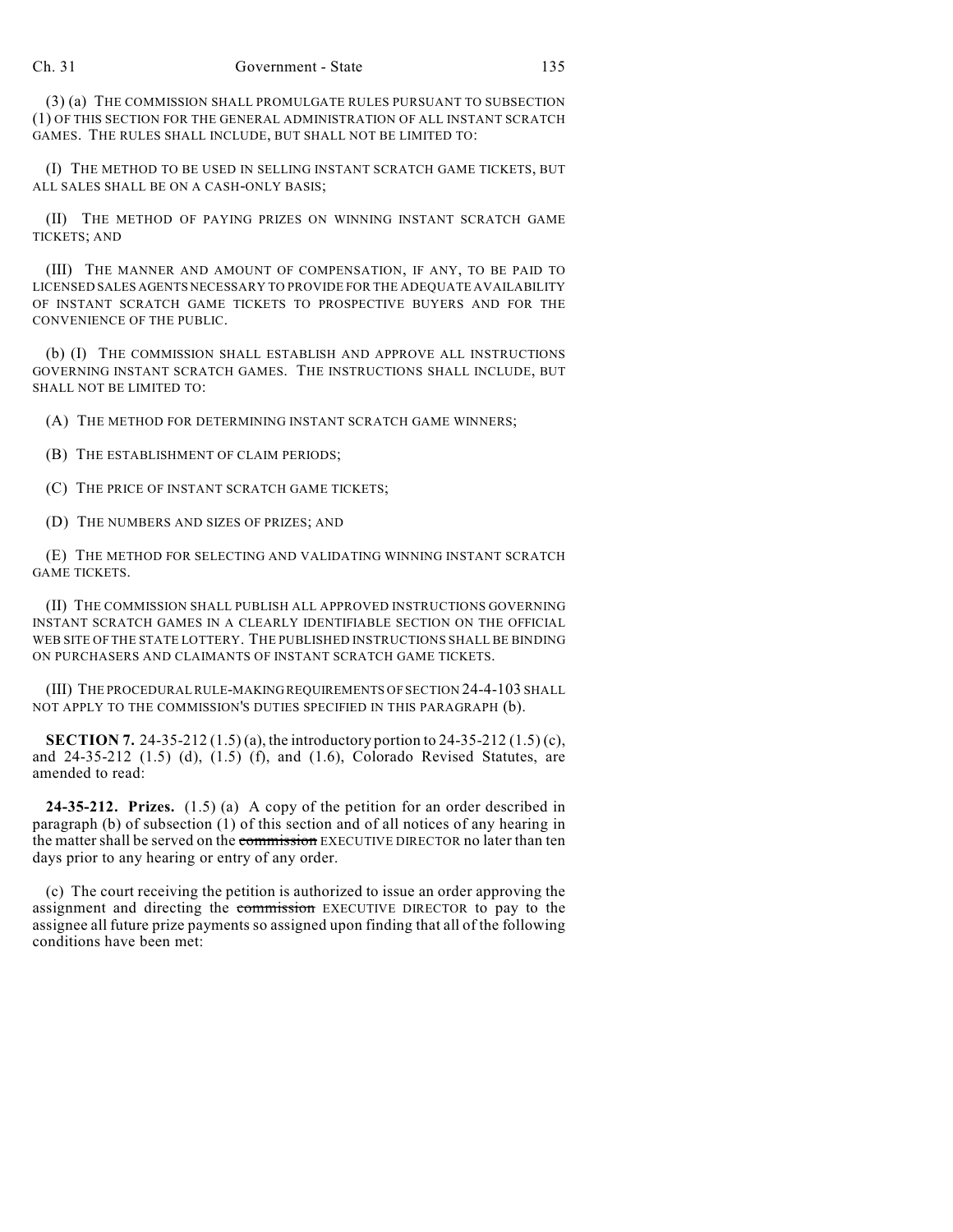(3) (a) THE COMMISSION SHALL PROMULGATE RULES PURSUANT TO SUBSECTION (1) OF THIS SECTION FOR THE GENERAL ADMINISTRATION OF ALL INSTANT SCRATCH GAMES. THE RULES SHALL INCLUDE, BUT SHALL NOT BE LIMITED TO:

(I) THE METHOD TO BE USED IN SELLING INSTANT SCRATCH GAME TICKETS, BUT ALL SALES SHALL BE ON A CASH-ONLY BASIS;

(II) THE METHOD OF PAYING PRIZES ON WINNING INSTANT SCRATCH GAME TICKETS; AND

(III) THE MANNER AND AMOUNT OF COMPENSATION, IF ANY, TO BE PAID TO LICENSED SALES AGENTS NECESSARY TO PROVIDE FOR THE ADEQUATE AVAILABILITY OF INSTANT SCRATCH GAME TICKETS TO PROSPECTIVE BUYERS AND FOR THE CONVENIENCE OF THE PUBLIC.

(b) (I) THE COMMISSION SHALL ESTABLISH AND APPROVE ALL INSTRUCTIONS GOVERNING INSTANT SCRATCH GAMES. THE INSTRUCTIONS SHALL INCLUDE, BUT SHALL NOT BE LIMITED TO:

(A) THE METHOD FOR DETERMINING INSTANT SCRATCH GAME WINNERS;

(B) THE ESTABLISHMENT OF CLAIM PERIODS;

(C) THE PRICE OF INSTANT SCRATCH GAME TICKETS;

(D) THE NUMBERS AND SIZES OF PRIZES; AND

(E) THE METHOD FOR SELECTING AND VALIDATING WINNING INSTANT SCRATCH GAME TICKETS.

(II) THE COMMISSION SHALL PUBLISH ALL APPROVED INSTRUCTIONS GOVERNING INSTANT SCRATCH GAMES IN A CLEARLY IDENTIFIABLE SECTION ON THE OFFICIAL WEB SITE OF THE STATE LOTTERY. THE PUBLISHED INSTRUCTIONS SHALL BE BINDING ON PURCHASERS AND CLAIMANTS OF INSTANT SCRATCH GAME TICKETS.

(III) THE PROCEDURAL RULE-MAKING REQUIREMENTS OF SECTION 24-4-103 SHALL NOT APPLY TO THE COMMISSION'S DUTIES SPECIFIED IN THIS PARAGRAPH (b).

**SECTION 7.** 24-35-212 (1.5) (a), the introductory portion to 24-35-212 (1.5) (c), and 24-35-212 (1.5) (d), (1.5) (f), and (1.6), Colorado Revised Statutes, are amended to read:

**24-35-212. Prizes.** (1.5) (a) A copy of the petition for an order described in paragraph (b) of subsection (1) of this section and of all notices of any hearing in the matter shall be served on the ~~commission~~ EXECUTIVE DIRECTOR no later than ten days prior to any hearing or entry of any order.

(c) The court receiving the petition is authorized to issue an order approving the assignment and directing the ~~commission~~ EXECUTIVE DIRECTOR to pay to the assignee all future prize payments so assigned upon finding that all of the following conditions have been met: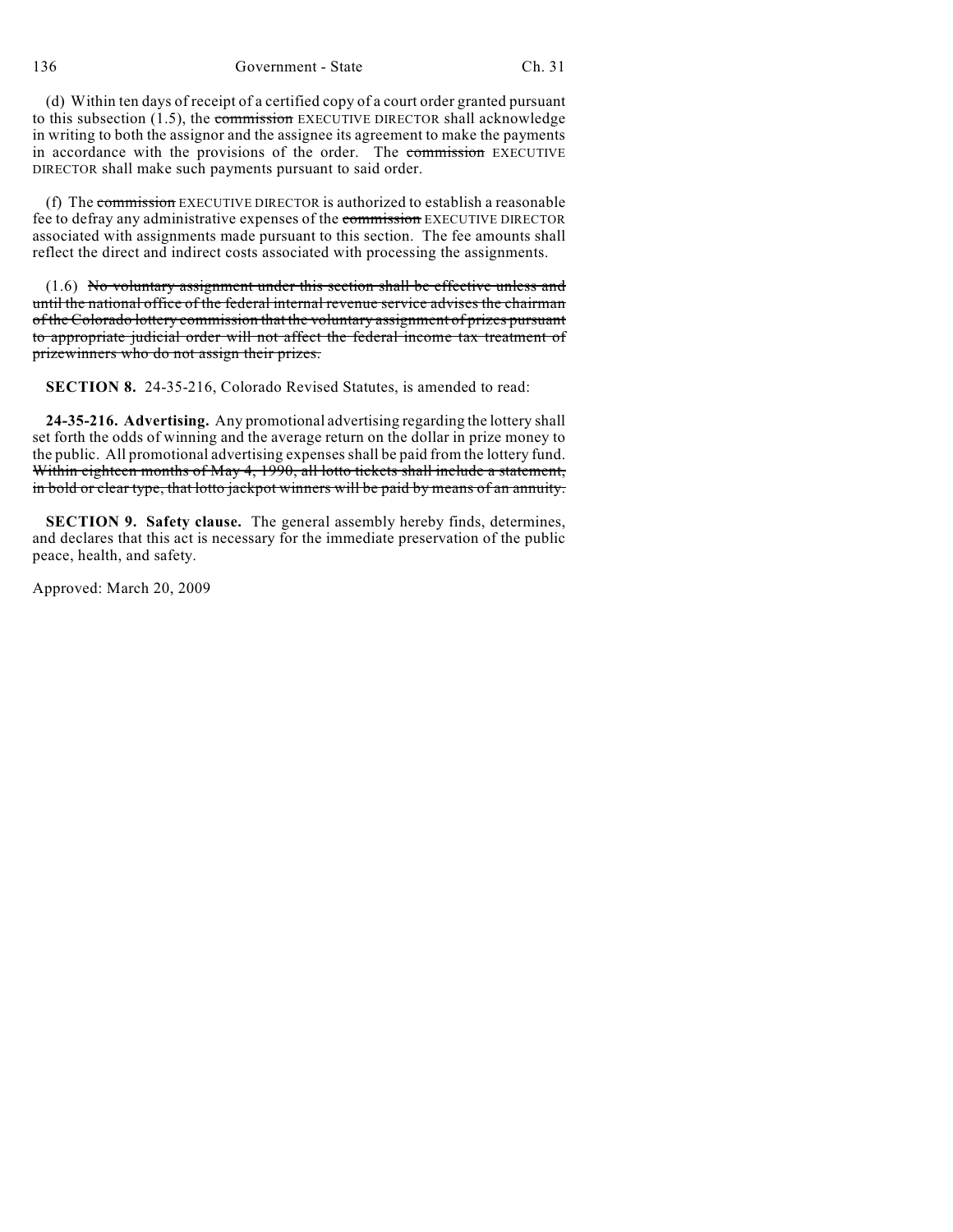(d) Within ten days of receipt of a certified copy of a court order granted pursuant to this subsection (1.5), the ~~commission~~ EXECUTIVE DIRECTOR shall acknowledge in writing to both the assignor and the assignee its agreement to make the payments in accordance with the provisions of the order. The ~~commission~~ EXECUTIVE DIRECTOR shall make such payments pursuant to said order.

(f) The ~~commission~~ EXECUTIVE DIRECTOR is authorized to establish a reasonable fee to defray any administrative expenses of the ~~commission~~ EXECUTIVE DIRECTOR associated with assignments made pursuant to this section. The fee amounts shall reflect the direct and indirect costs associated with processing the assignments.

(1.6) ~~No voluntary assignment under this section shall be effective unless and until the national office of the federal internal revenue service advises the chairman of the Colorado lottery commission that the voluntary assignment of prizes pursuant to appropriate judicial order will not affect the federal income tax treatment of prizewinners who do not assign their prizes.~~

**SECTION 8.** 24-35-216, Colorado Revised Statutes, is amended to read:

**24-35-216. Advertising.** Any promotional advertising regarding the lottery shall set forth the odds of winning and the average return on the dollar in prize money to the public. All promotional advertising expenses shall be paid from the lottery fund. ~~Within eighteen months of May 4, 1990, all lotto tickets shall include a statement, in bold or clear type, that lotto jackpot winners will be paid by means of an annuity.~~

**SECTION 9. Safety clause.** The general assembly hereby finds, determines, and declares that this act is necessary for the immediate preservation of the public peace, health, and safety.

Approved: March 20, 2009